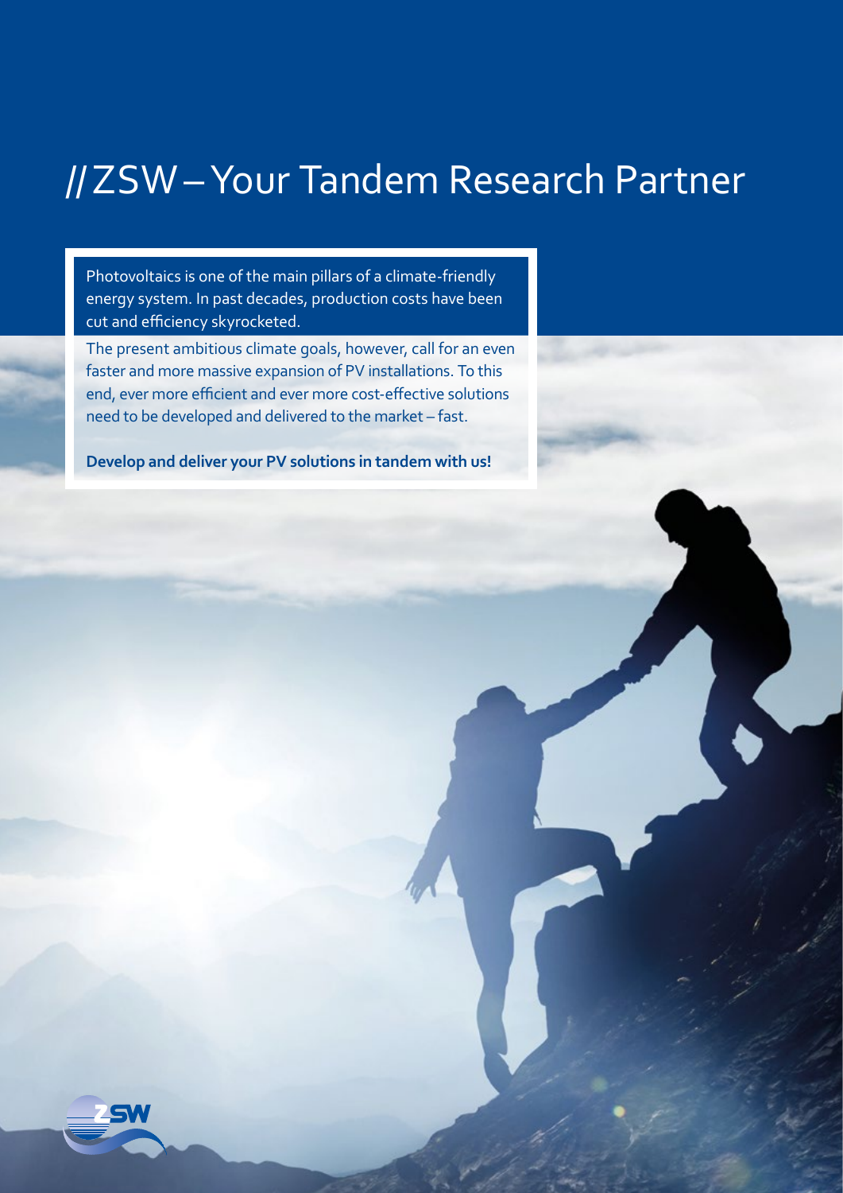# // ZSW – Your Tandem Research Partner

Photovoltaics is one of the main pillars of a climate-friendly energy system. In past decades, production costs have been cut and efficiency skyrocketed.

The present ambitious climate goals, however, call for an even faster and more massive expansion of PV installations. To this end, ever more efficient and ever more cost-effective solutions need to be developed and delivered to the market – fast.

**Develop and deliver your PV solutions in tandem with us!**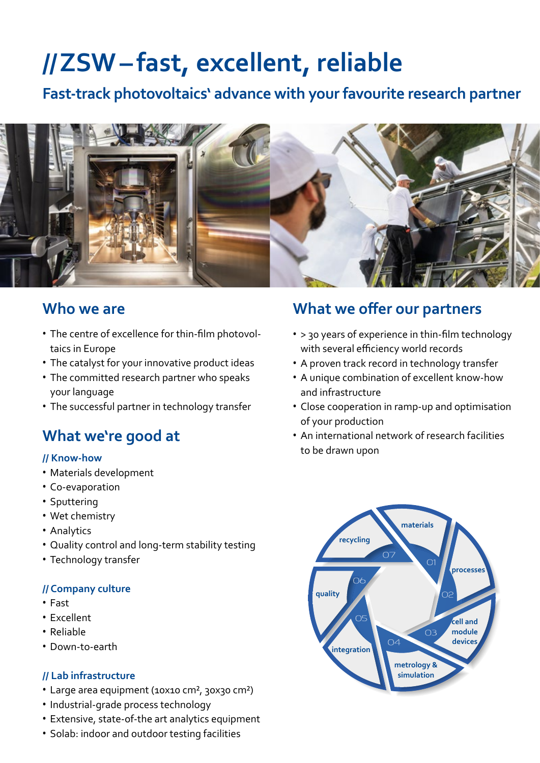# //ZSW – fast, excellent, reliable

## Fast-track photovoltaics' advance with your favourite research partner

## Who we are

- The centre of excellence for thin-film photovoltaics in Europe
- The catalyst for your innovative product ideas
- The committed research partner who speaks your language
- The successful partner in technology transfer

## What we're good at

### // Know-how

- Materials development
- Co-evaporation
- Sputtering
- Wet chemistry
- Analytics
- Quality control and long-term stability testing
- Technology transfer

### // Company culture

- Fast
- Excellent
- Reliable
- Down-to-earth

### // Lab infrastructure

- Large area equipment (10x10 cm², 30x30 cm²)
- Industrial-grade process technology
- Extensive, state-of-the art analytics equipment
- Solab: indoor and outdoor testing facilities

## What we offer our partners

- > 30 years of experience in thin-film technology with several efficiency world records
- A proven track record in technology transfer
- A unique combination of excellent know-how and infrastructure
- Close cooperation in ramp-up and optimisation of your production
- An international network of research facilities to be drawn upon

01 materials
02 processes
03 cell and module devices
04 metrology & simulation
05 integration
06 quality
07 recycling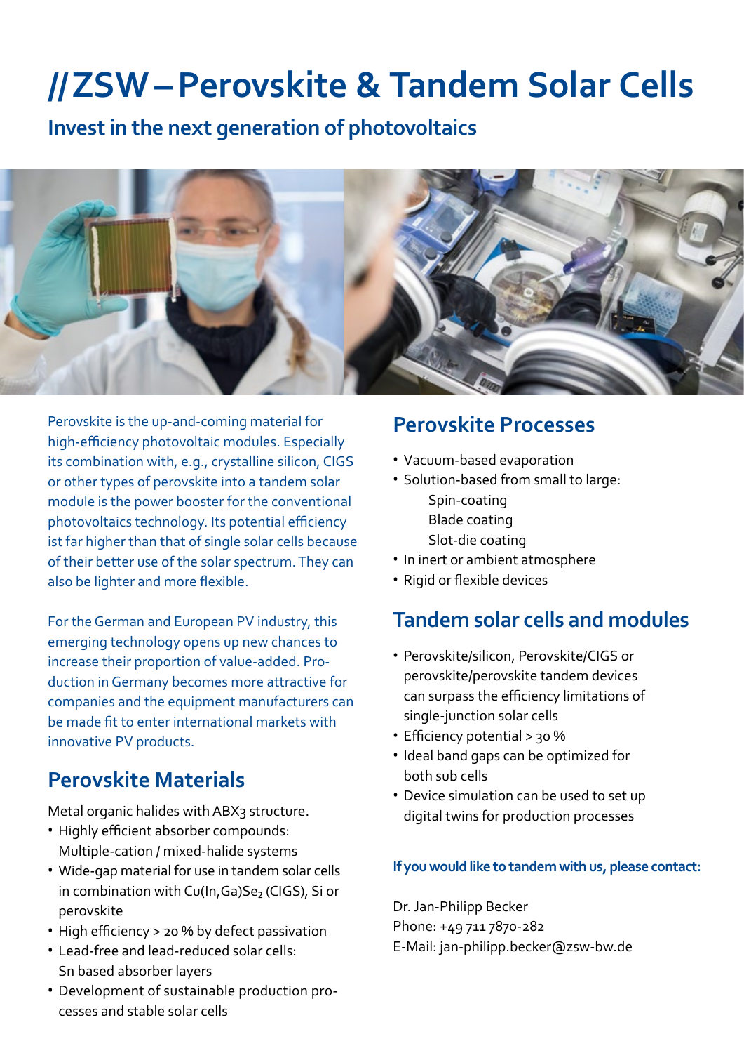# //ZSW – Perovskite & Tandem Solar Cells

## Invest in the next generation of photovoltaics

Perovskite is the up-and-coming material for high-efficiency photovoltaic modules. Especially its combination with, e.g., crystalline silicon, CIGS or other types of perovskite into a tandem solar module is the power booster for the conventional photovoltaics technology. Its potential efficiency ist far higher than that of single solar cells because of their better use of the solar spectrum. They can also be lighter and more flexible.

For the German and European PV industry, this emerging technology opens up new chances to increase their proportion of value-added. Production in Germany becomes more attractive for companies and the equipment manufacturers can be made fit to enter international markets with innovative PV products.

## Perovskite Materials

Metal organic halides with $ABX_3$ structure.

- Highly efficient absorber compounds: Multiple-cation / mixed-halide systems
- Wide-gap material for use in tandem solar cells in combination with $Cu(In,Ga)Se_2$ (CIGS), Si or perovskite
- High efficiency > 20 % by defect passivation
- Lead-free and lead-reduced solar cells: Sn based absorber layers
- Development of sustainable production processes and stable solar cells

## Perovskite Processes

- Vacuum-based evaporation
- Solution-based from small to large:
  - Spin-coating
  - Blade coating
  - Slot-die coating
- In inert or ambient atmosphere
- Rigid or flexible devices

## Tandem solar cells and modules

- Perovskite/silicon, Perovskite/CIGS or perovskite/perovskite tandem devices can surpass the efficiency limitations of single-junction solar cells
- Efficiency potential > 30 %
- Ideal band gaps can be optimized for both sub cells
- Device simulation can be used to set up digital twins for production processes

**If you would like to tandem with us, please contact:**

Dr. Jan-Philipp Becker
Phone: +49 711 7870-282
E-Mail: jan-philipp.becker@zsw-bw.de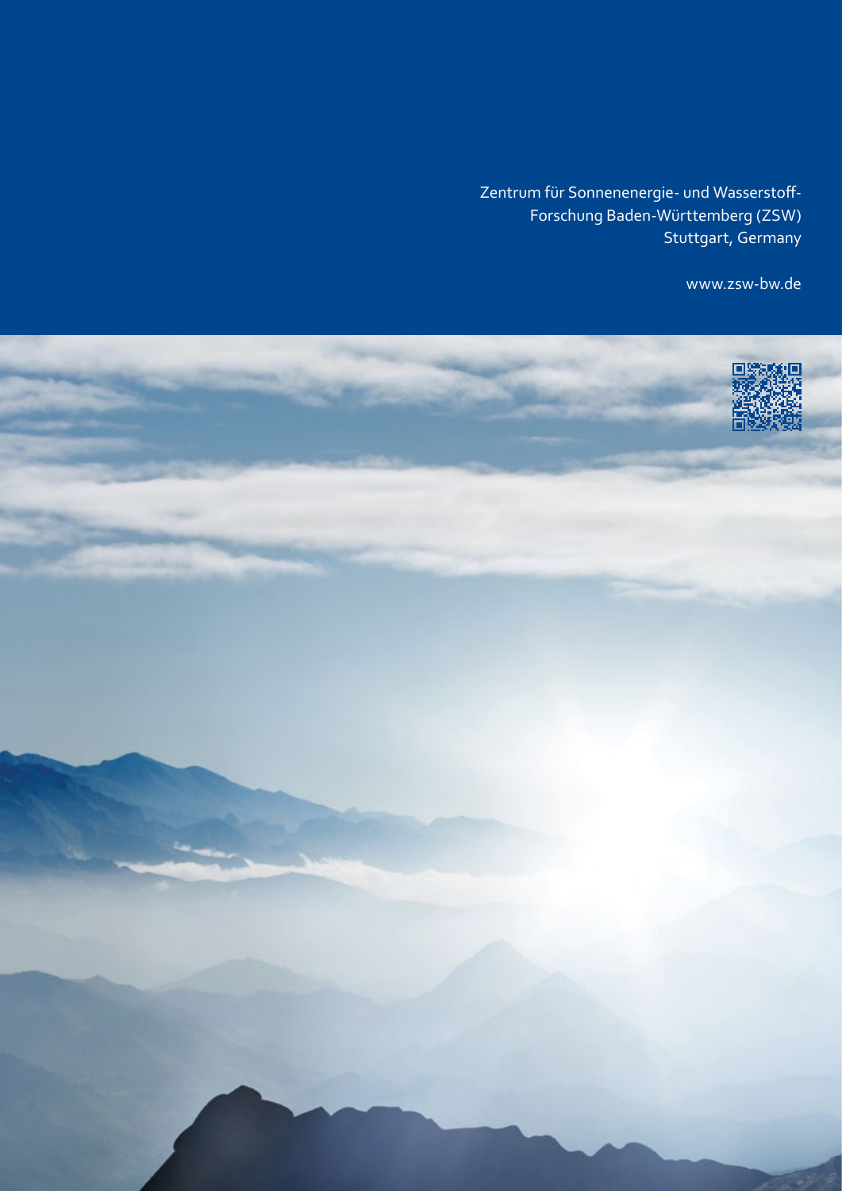Zentrum für Sonnenenergie- und Wasserstoff-Forschung Baden-Württemberg (ZSW)
Stuttgart, Germany

www.zsw-bw.de